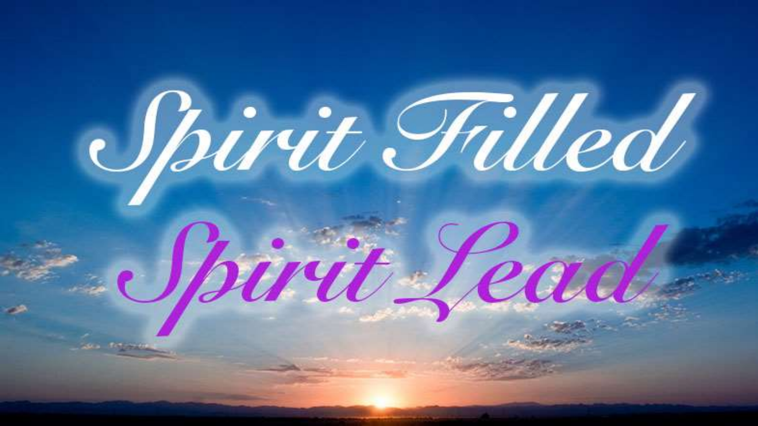# Spirit Filled

# Spirit Lead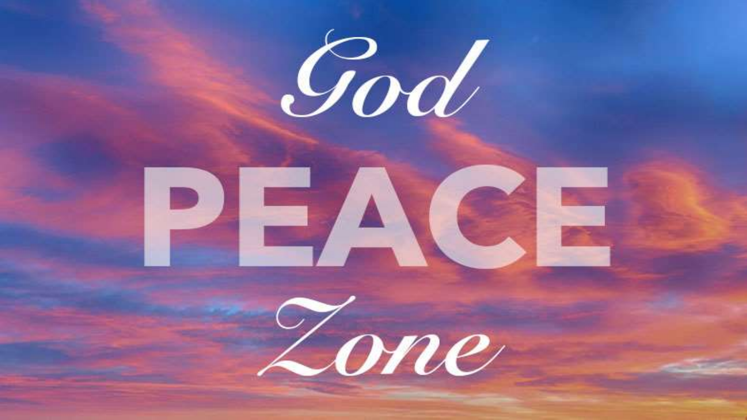God

# PEACE

Zone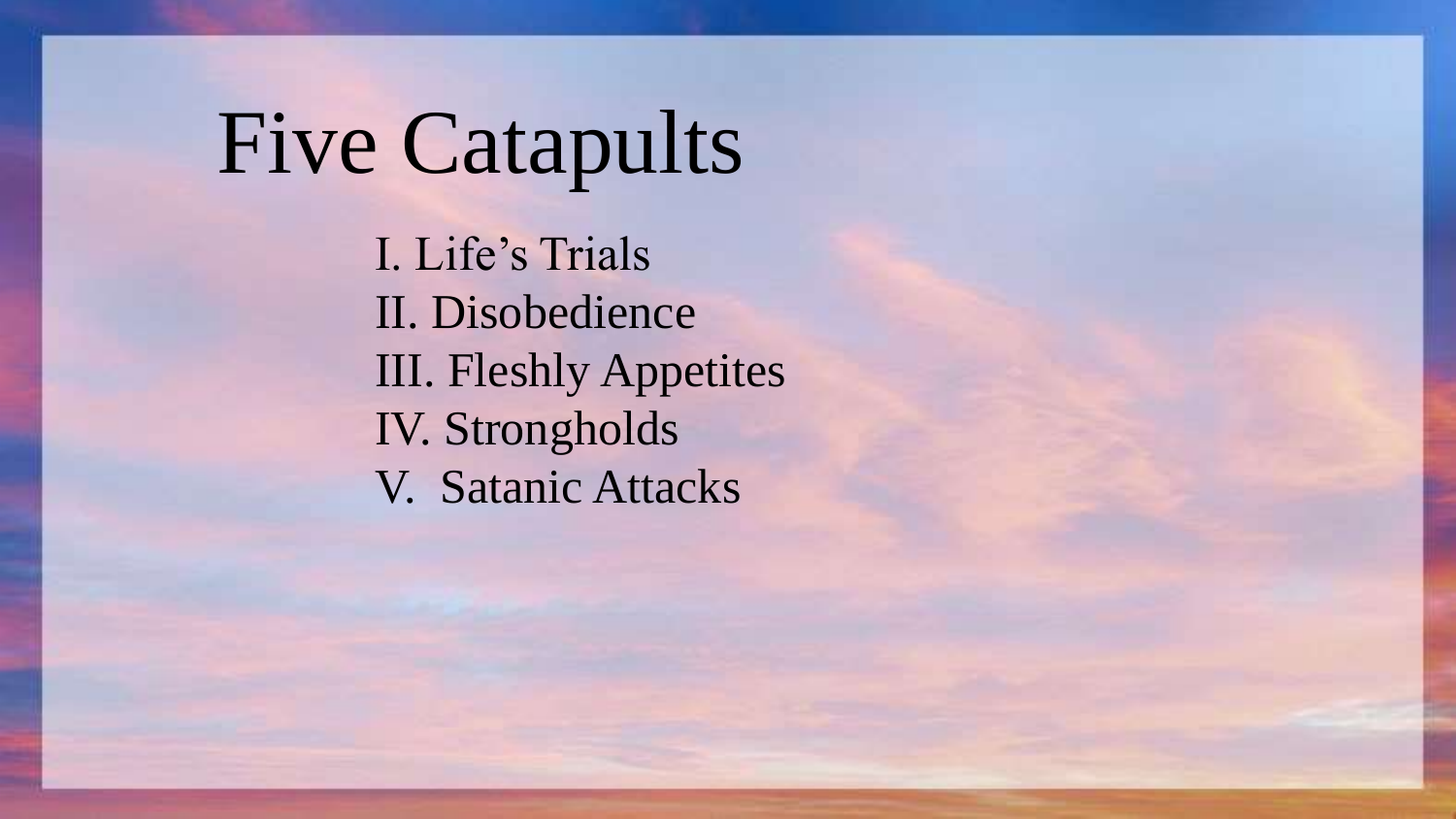# Five Catapults

I. Life’s Trials
II. Disobedience
III. Fleshly Appetites
IV. Strongholds
V. Satanic Attacks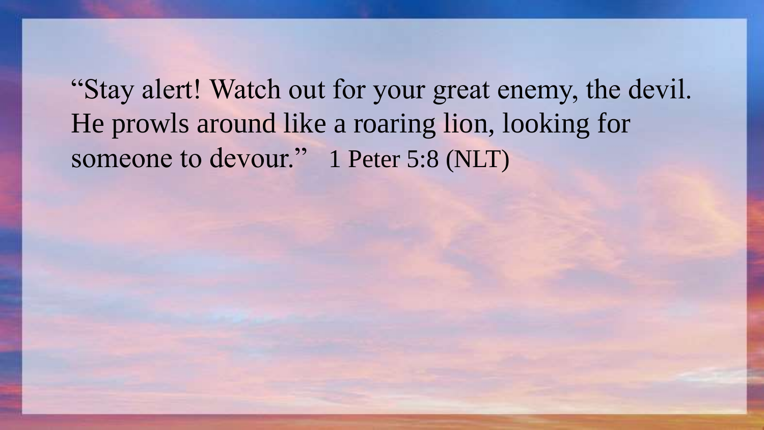"Stay alert! Watch out for your great enemy, the devil. He prowls around like a roaring lion, looking for someone to devour." 1 Peter 5:8 (NLT)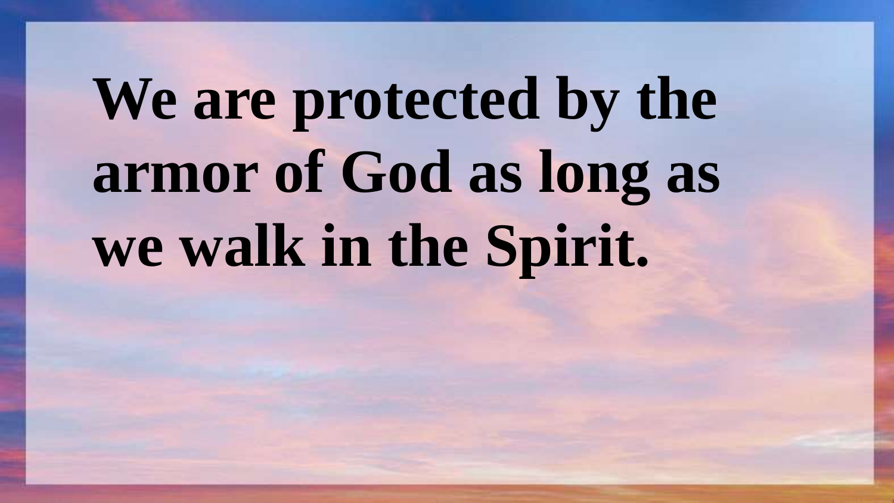**We are protected by the armor of God as long as we walk in the Spirit.**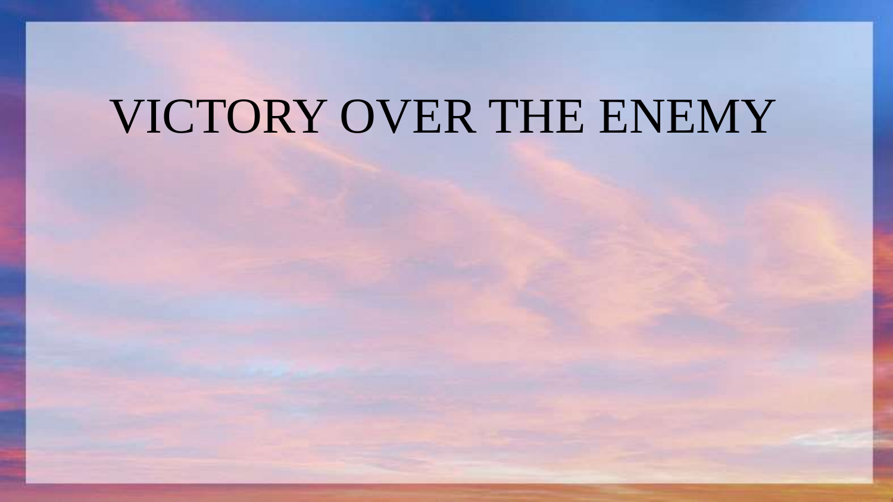# VICTORY OVER THE ENEMY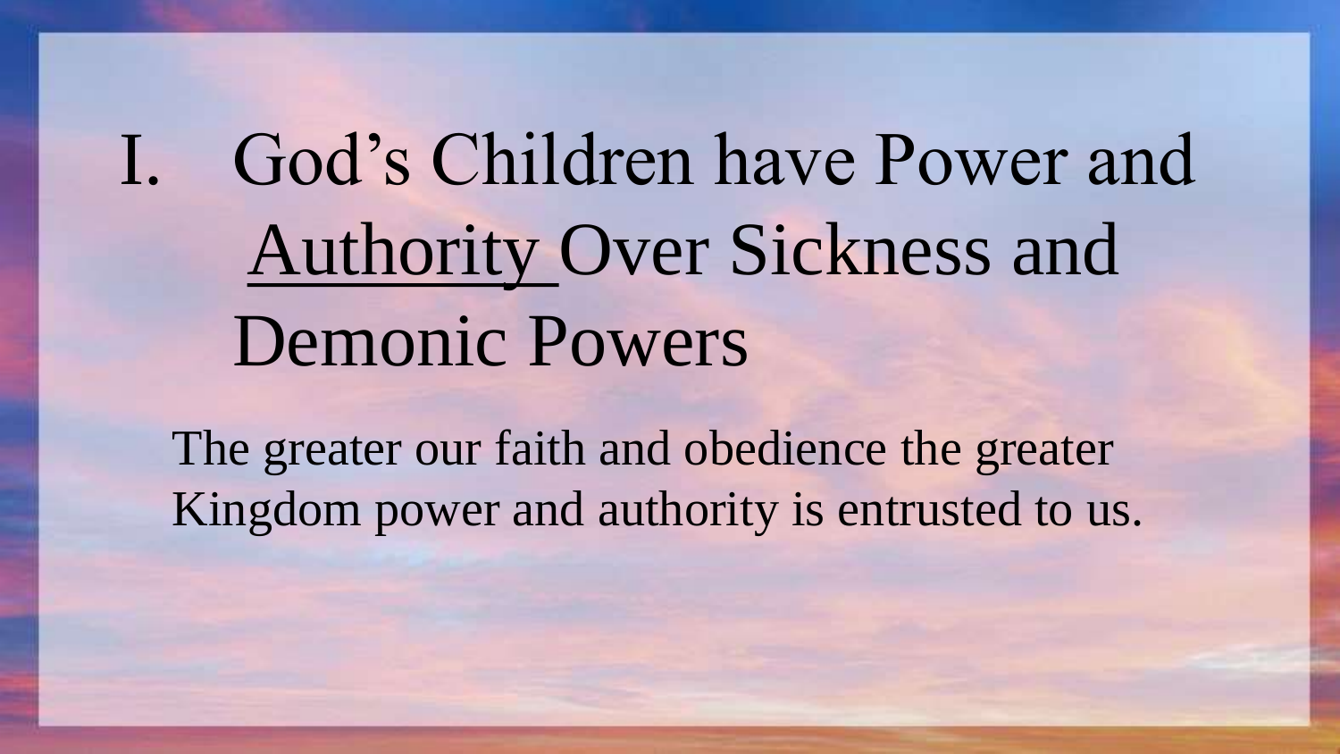# I. God's Children have Power and <u>Authority</u> Over Sickness and Demonic Powers

The greater our faith and obedience the greater Kingdom power and authority is entrusted to us.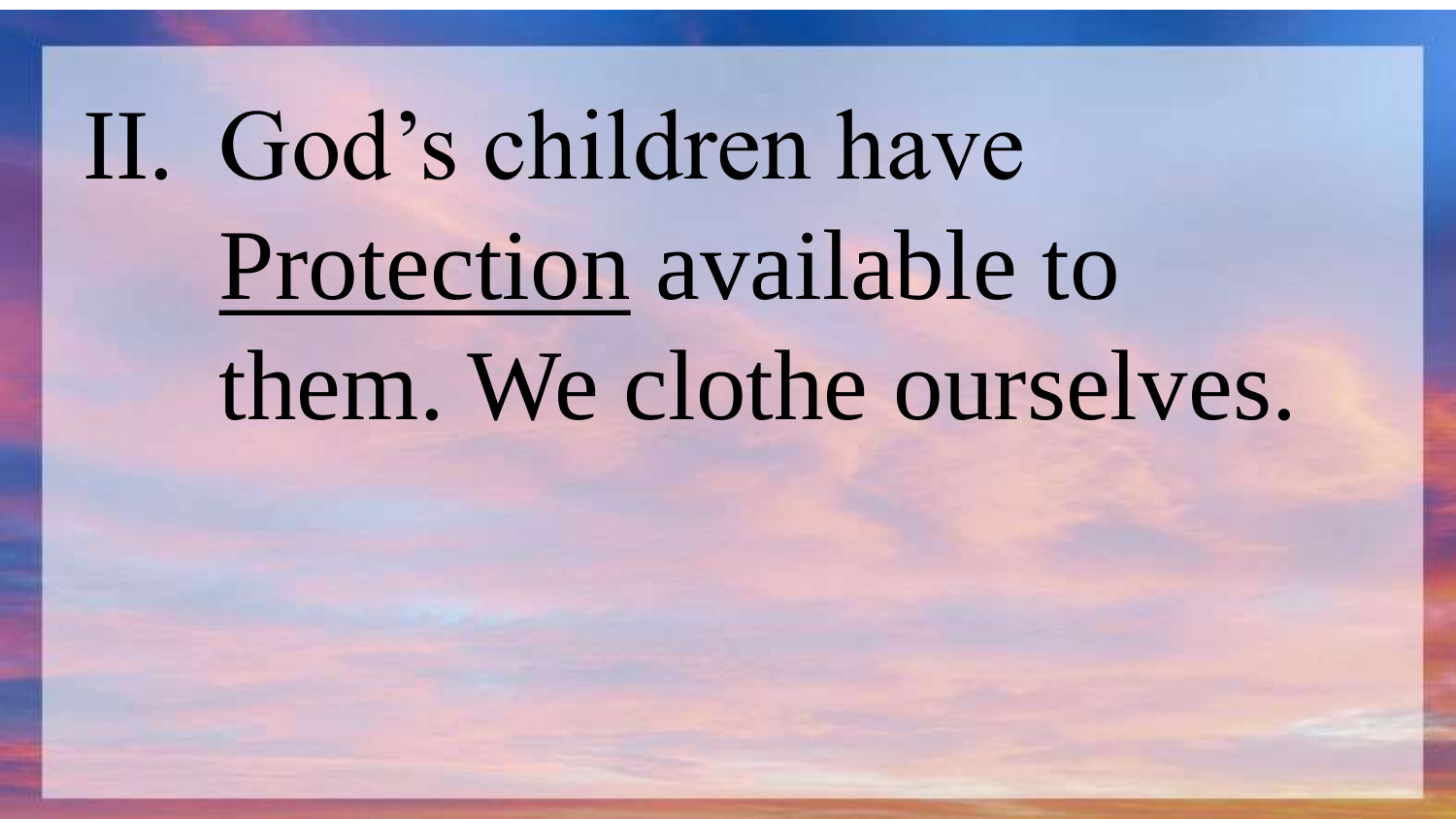II. God's children have <u>Protection</u> available to them. We clothe ourselves.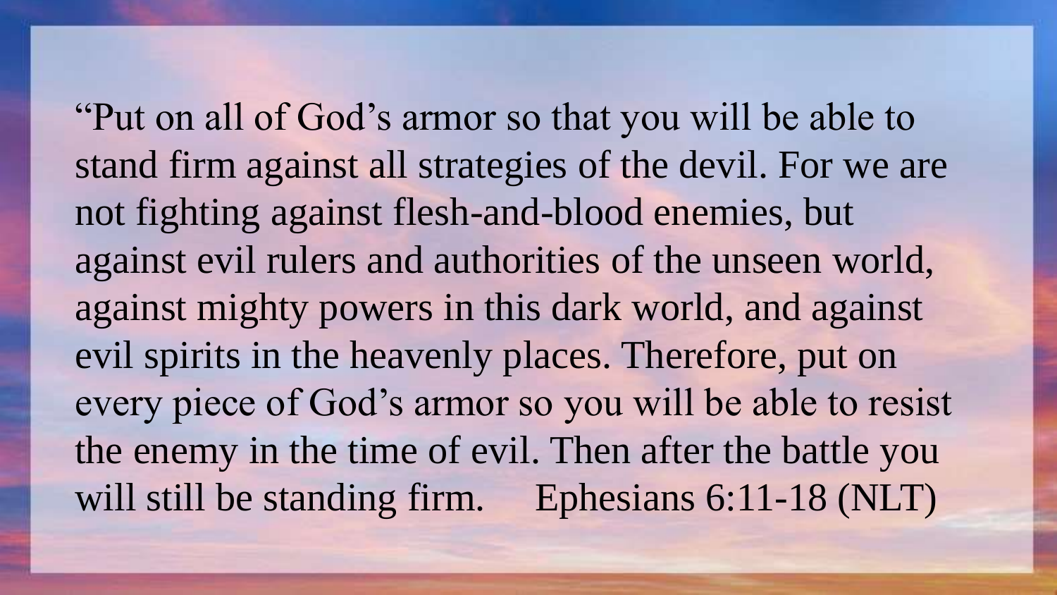"Put on all of God's armor so that you will be able to stand firm against all strategies of the devil. For we are not fighting against flesh-and-blood enemies, but against evil rulers and authorities of the unseen world, against mighty powers in this dark world, and against evil spirits in the heavenly places. Therefore, put on every piece of God's armor so you will be able to resist the enemy in the time of evil. Then after the battle you will still be standing firm. Ephesians 6:11-18 (NLT)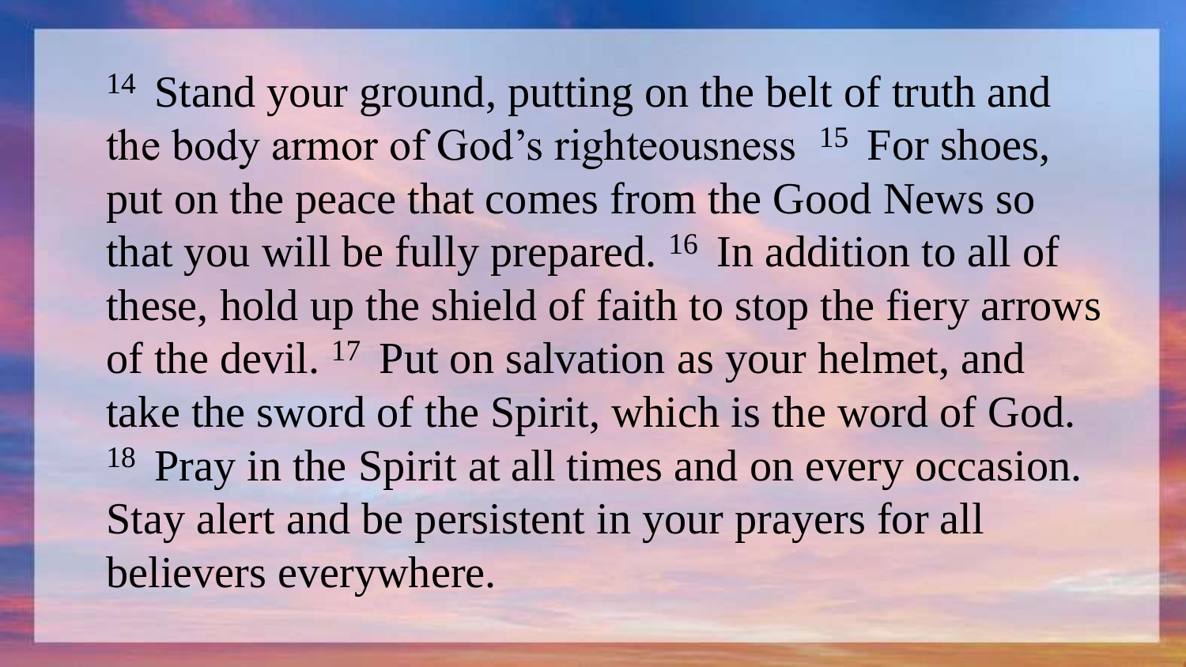[14] Stand your ground, putting on the belt of truth and the body armor of God's righteousness [15] For shoes, put on the peace that comes from the Good News so that you will be fully prepared. [16] In addition to all of these, hold up the shield of faith to stop the fiery arrows of the devil. [17] Put on salvation as your helmet, and take the sword of the Spirit, which is the word of God. [18] Pray in the Spirit at all times and on every occasion. Stay alert and be persistent in your prayers for all believers everywhere.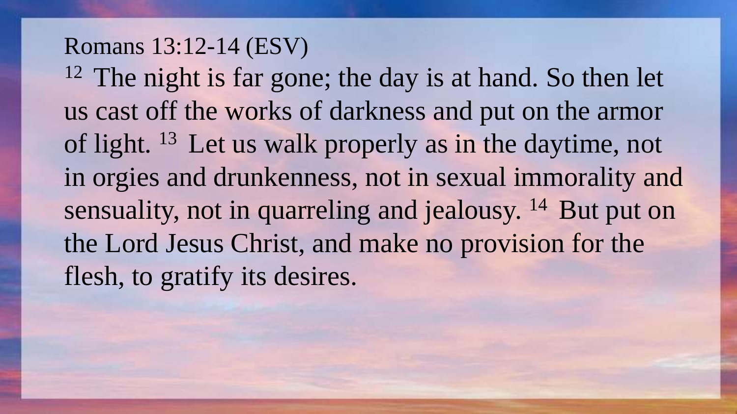Romans 13:12-14 (ESV)

[12] The night is far gone; the day is at hand. So then let us cast off the works of darkness and put on the armor of light. [13] Let us walk properly as in the daytime, not in orgies and drunkenness, not in sexual immorality and sensuality, not in quarreling and jealousy. [14] But put on the Lord Jesus Christ, and make no provision for the flesh, to gratify its desires.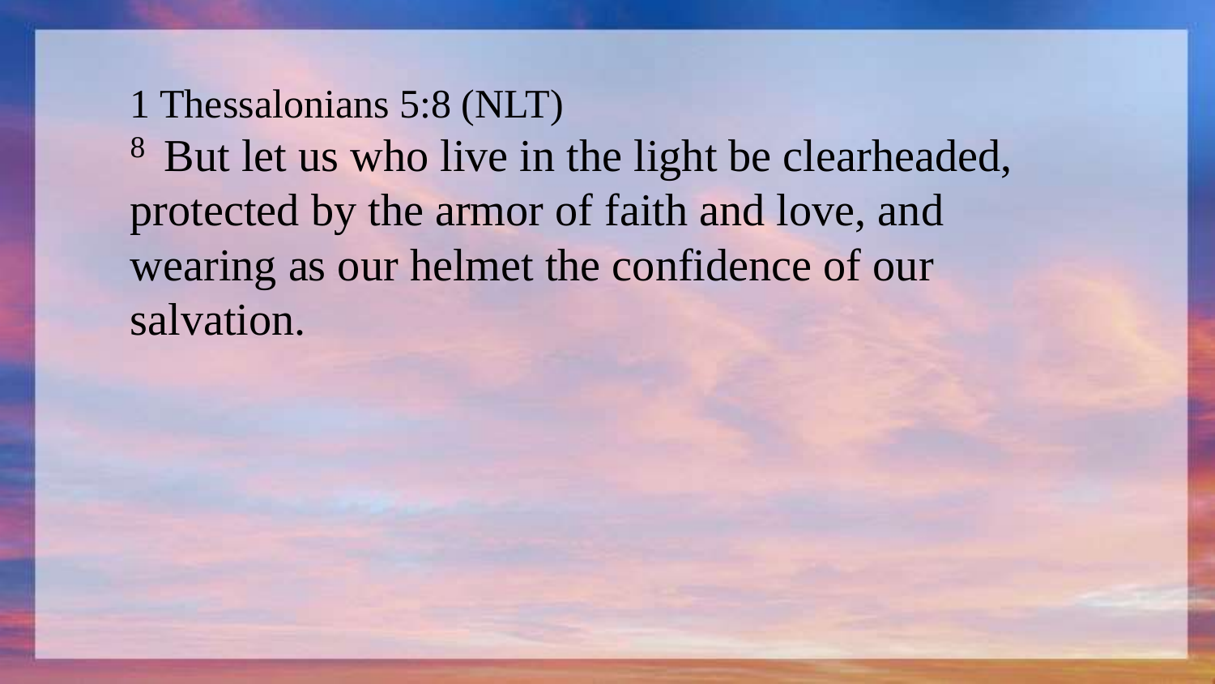1 Thessalonians 5:8 (NLT)

[8] But let us who live in the light be clearheaded, protected by the armor of faith and love, and wearing as our helmet the confidence of our salvation.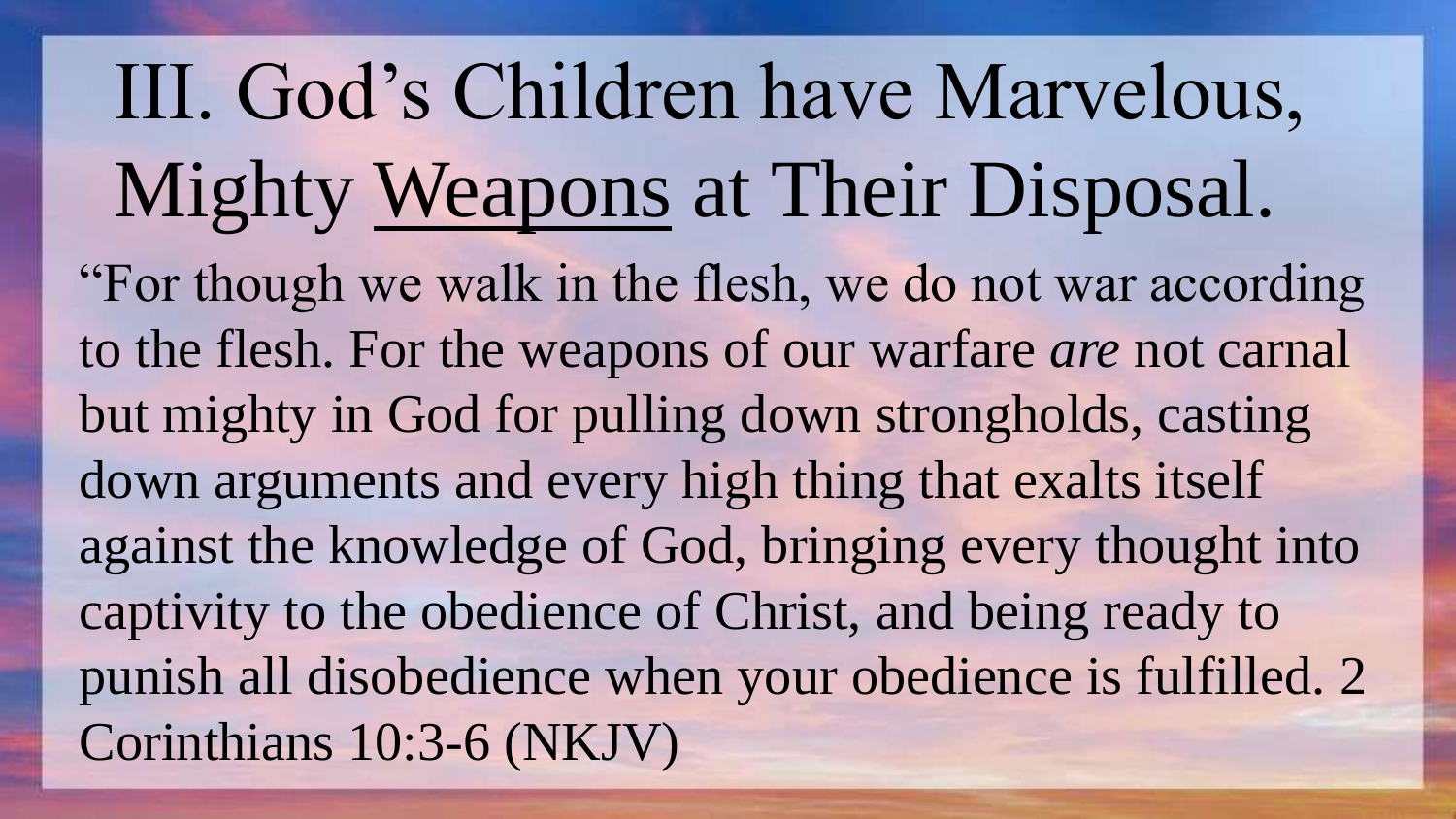# III. God's Children have Marvelous, Mighty <u>Weapons</u> at Their Disposal.

"For though we walk in the flesh, we do not war according to the flesh. For the weapons of our warfare *are* not carnal but mighty in God for pulling down strongholds, casting down arguments and every high thing that exalts itself against the knowledge of God, bringing every thought into captivity to the obedience of Christ, and being ready to punish all disobedience when your obedience is fulfilled. 2 Corinthians 10:3-6 (NKJV)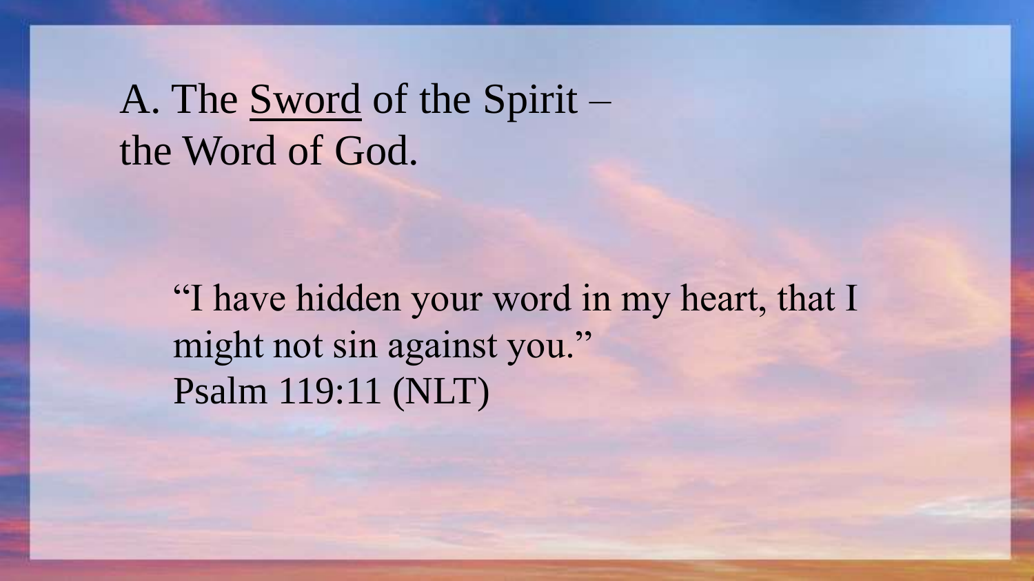## A. The <u>Sword</u> of the Spirit – the Word of God.

> "I have hidden your word in my heart, that I might not sin against you."
> Psalm 119:11 (NLT)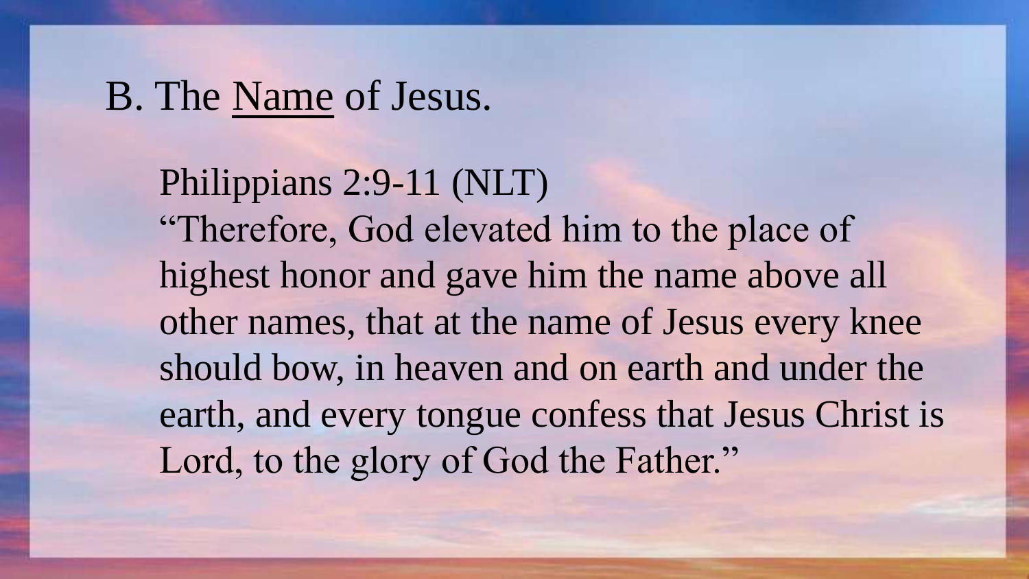## B. The Name of Jesus.

Philippians 2:9-11 (NLT)
"Therefore, God elevated him to the place of highest honor and gave him the name above all other names, that at the name of Jesus every knee should bow, in heaven and on earth and under the earth, and every tongue confess that Jesus Christ is Lord, to the glory of God the Father."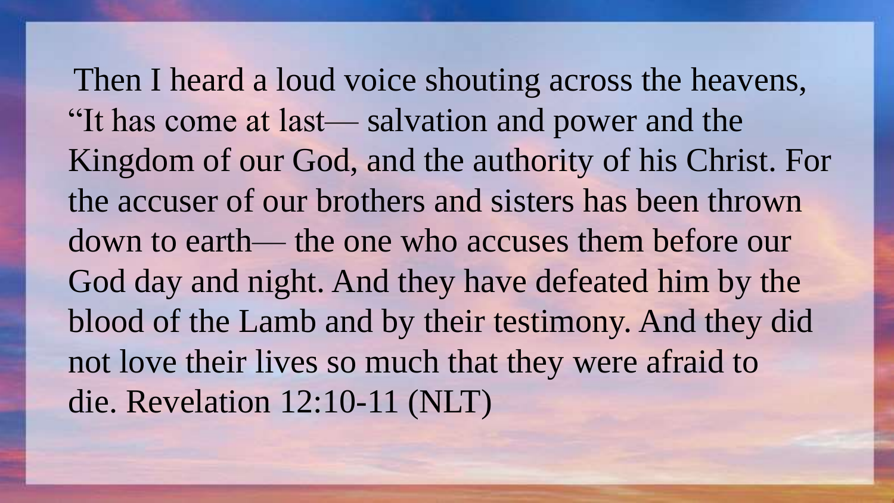Then I heard a loud voice shouting across the heavens, "It has come at last— salvation and power and the Kingdom of our God, and the authority of his Christ. For the accuser of our brothers and sisters has been thrown down to earth— the one who accuses them before our God day and night. And they have defeated him by the blood of the Lamb and by their testimony. And they did not love their lives so much that they were afraid to die. Revelation 12:10-11 (NLT)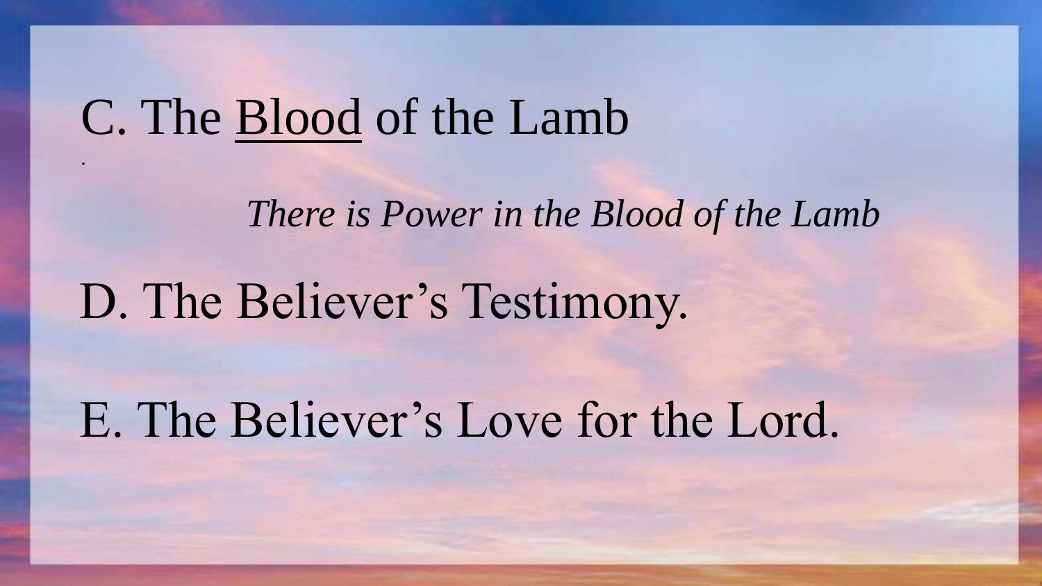C. The <u>Blood</u> of the Lamb

*There is Power in the Blood of the Lamb*

D. The Believer's Testimony.

E. The Believer's Love for the Lord.